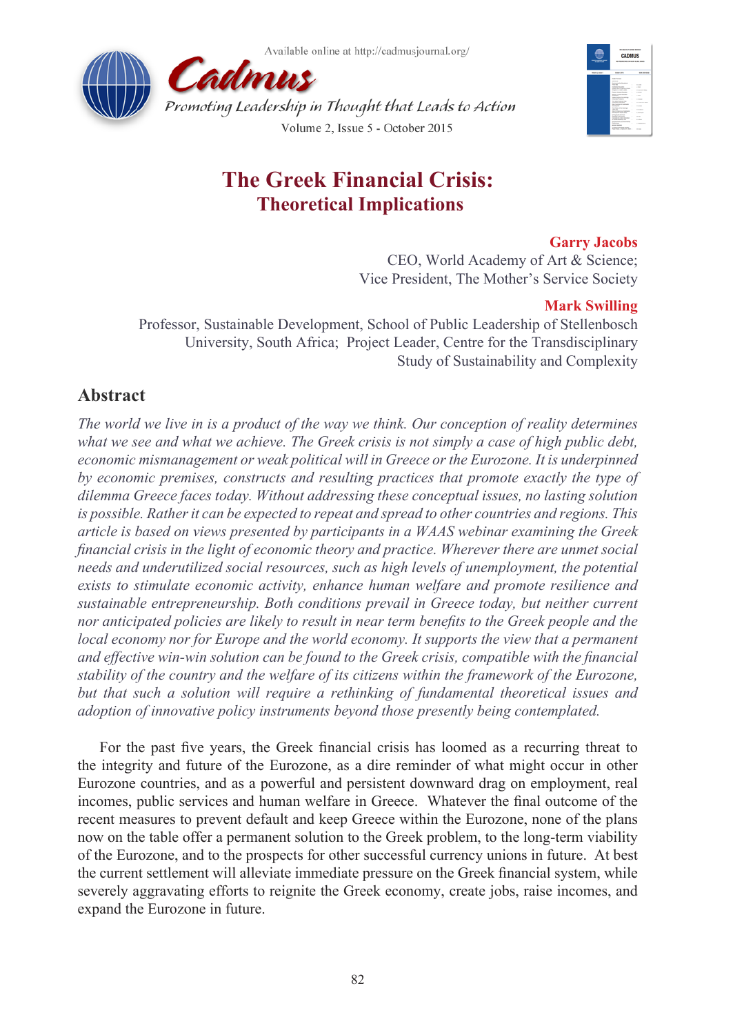# The Greek Financial Crisis: Theoretical Implications

**Garry Jacobs**
CEO, World Academy of Art & Science;
Vice President, The Mother's Service Society

**Mark Swilling**
Professor, Sustainable Development, School of Public Leadership of Stellenbosch University, South Africa; Project Leader, Centre for the Transdisciplinary Study of Sustainability and Complexity

## Abstract

*The world we live in is a product of the way we think. Our conception of reality determines what we see and what we achieve. The Greek crisis is not simply a case of high public debt, economic mismanagement or weak political will in Greece or the Eurozone. It is underpinned by economic premises, constructs and resulting practices that promote exactly the type of dilemma Greece faces today. Without addressing these conceptual issues, no lasting solution is possible. Rather it can be expected to repeat and spread to other countries and regions. This article is based on views presented by participants in a WAAS webinar examining the Greek financial crisis in the light of economic theory and practice. Wherever there are unmet social needs and underutilized social resources, such as high levels of unemployment, the potential exists to stimulate economic activity, enhance human welfare and promote resilience and sustainable entrepreneurship. Both conditions prevail in Greece today, but neither current nor anticipated policies are likely to result in near term benefits to the Greek people and the local economy nor for Europe and the world economy. It supports the view that a permanent and effective win-win solution can be found to the Greek crisis, compatible with the financial stability of the country and the welfare of its citizens within the framework of the Eurozone, but that such a solution will require a rethinking of fundamental theoretical issues and adoption of innovative policy instruments beyond those presently being contemplated.*

For the past five years, the Greek financial crisis has loomed as a recurring threat to the integrity and future of the Eurozone, as a dire reminder of what might occur in other Eurozone countries, and as a powerful and persistent downward drag on employment, real incomes, public services and human welfare in Greece. Whatever the final outcome of the recent measures to prevent default and keep Greece within the Eurozone, none of the plans now on the table offer a permanent solution to the Greek problem, to the long-term viability of the Eurozone, and to the prospects for other successful currency unions in future. At best the current settlement will alleviate immediate pressure on the Greek financial system, while severely aggravating efforts to reignite the Greek economy, create jobs, raise incomes, and expand the Eurozone in future.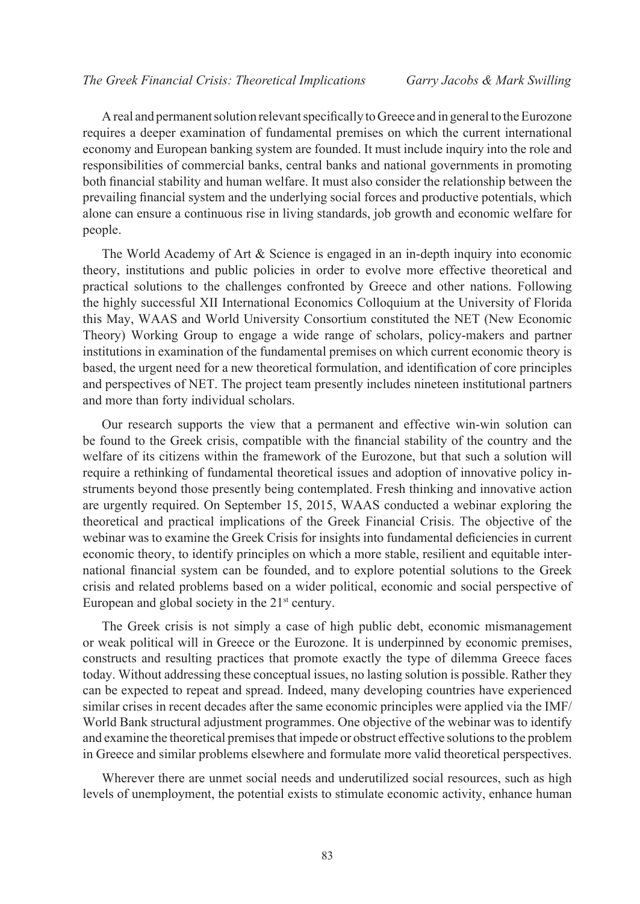A real and permanent solution relevant specifically to Greece and in general to the Eurozone requires a deeper examination of fundamental premises on which the current international economy and European banking system are founded. It must include inquiry into the role and responsibilities of commercial banks, central banks and national governments in promoting both financial stability and human welfare. It must also consider the relationship between the prevailing financial system and the underlying social forces and productive potentials, which alone can ensure a continuous rise in living standards, job growth and economic welfare for people.

The World Academy of Art & Science is engaged in an in-depth inquiry into economic theory, institutions and public policies in order to evolve more effective theoretical and practical solutions to the challenges confronted by Greece and other nations. Following the highly successful XII International Economics Colloquium at the University of Florida this May, WAAS and World University Consortium constituted the NET (New Economic Theory) Working Group to engage a wide range of scholars, policy-makers and partner institutions in examination of the fundamental premises on which current economic theory is based, the urgent need for a new theoretical formulation, and identification of core principles and perspectives of NET. The project team presently includes nineteen institutional partners and more than forty individual scholars.

Our research supports the view that a permanent and effective win-win solution can be found to the Greek crisis, compatible with the financial stability of the country and the welfare of its citizens within the framework of the Eurozone, but that such a solution will require a rethinking of fundamental theoretical issues and adoption of innovative policy instruments beyond those presently being contemplated. Fresh thinking and innovative action are urgently required. On September 15, 2015, WAAS conducted a webinar exploring the theoretical and practical implications of the Greek Financial Crisis. The objective of the webinar was to examine the Greek Crisis for insights into fundamental deficiencies in current economic theory, to identify principles on which a more stable, resilient and equitable international financial system can be founded, and to explore potential solutions to the Greek crisis and related problems based on a wider political, economic and social perspective of European and global society in the 21st century.

The Greek crisis is not simply a case of high public debt, economic mismanagement or weak political will in Greece or the Eurozone. It is underpinned by economic premises, constructs and resulting practices that promote exactly the type of dilemma Greece faces today. Without addressing these conceptual issues, no lasting solution is possible. Rather they can be expected to repeat and spread. Indeed, many developing countries have experienced similar crises in recent decades after the same economic principles were applied via the IMF/World Bank structural adjustment programmes. One objective of the webinar was to identify and examine the theoretical premises that impede or obstruct effective solutions to the problem in Greece and similar problems elsewhere and formulate more valid theoretical perspectives.

Wherever there are unmet social needs and underutilized social resources, such as high levels of unemployment, the potential exists to stimulate economic activity, enhance human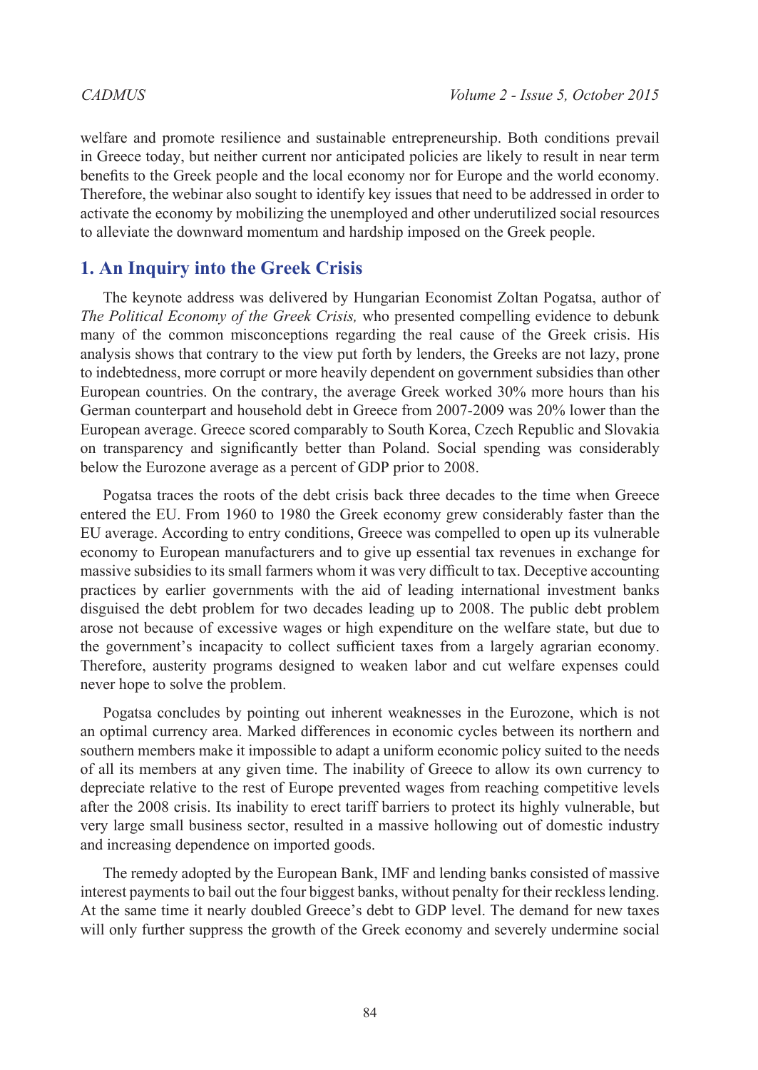welfare and promote resilience and sustainable entrepreneurship. Both conditions prevail in Greece today, but neither current nor anticipated policies are likely to result in near term benefits to the Greek people and the local economy nor for Europe and the world economy. Therefore, the webinar also sought to identify key issues that need to be addressed in order to activate the economy by mobilizing the unemployed and other underutilized social resources to alleviate the downward momentum and hardship imposed on the Greek people.

## 1. An Inquiry into the Greek Crisis

The keynote address was delivered by Hungarian Economist Zoltan Pogatsa, author of *The Political Economy of the Greek Crisis,* who presented compelling evidence to debunk many of the common misconceptions regarding the real cause of the Greek crisis. His analysis shows that contrary to the view put forth by lenders, the Greeks are not lazy, prone to indebtedness, more corrupt or more heavily dependent on government subsidies than other European countries. On the contrary, the average Greek worked 30% more hours than his German counterpart and household debt in Greece from 2007-2009 was 20% lower than the European average. Greece scored comparably to South Korea, Czech Republic and Slovakia on transparency and significantly better than Poland. Social spending was considerably below the Eurozone average as a percent of GDP prior to 2008.

Pogatsa traces the roots of the debt crisis back three decades to the time when Greece entered the EU. From 1960 to 1980 the Greek economy grew considerably faster than the EU average. According to entry conditions, Greece was compelled to open up its vulnerable economy to European manufacturers and to give up essential tax revenues in exchange for massive subsidies to its small farmers whom it was very difficult to tax. Deceptive accounting practices by earlier governments with the aid of leading international investment banks disguised the debt problem for two decades leading up to 2008. The public debt problem arose not because of excessive wages or high expenditure on the welfare state, but due to the government's incapacity to collect sufficient taxes from a largely agrarian economy. Therefore, austerity programs designed to weaken labor and cut welfare expenses could never hope to solve the problem.

Pogatsa concludes by pointing out inherent weaknesses in the Eurozone, which is not an optimal currency area. Marked differences in economic cycles between its northern and southern members make it impossible to adapt a uniform economic policy suited to the needs of all its members at any given time. The inability of Greece to allow its own currency to depreciate relative to the rest of Europe prevented wages from reaching competitive levels after the 2008 crisis. Its inability to erect tariff barriers to protect its highly vulnerable, but very large small business sector, resulted in a massive hollowing out of domestic industry and increasing dependence on imported goods.

The remedy adopted by the European Bank, IMF and lending banks consisted of massive interest payments to bail out the four biggest banks, without penalty for their reckless lending. At the same time it nearly doubled Greece's debt to GDP level. The demand for new taxes will only further suppress the growth of the Greek economy and severely undermine social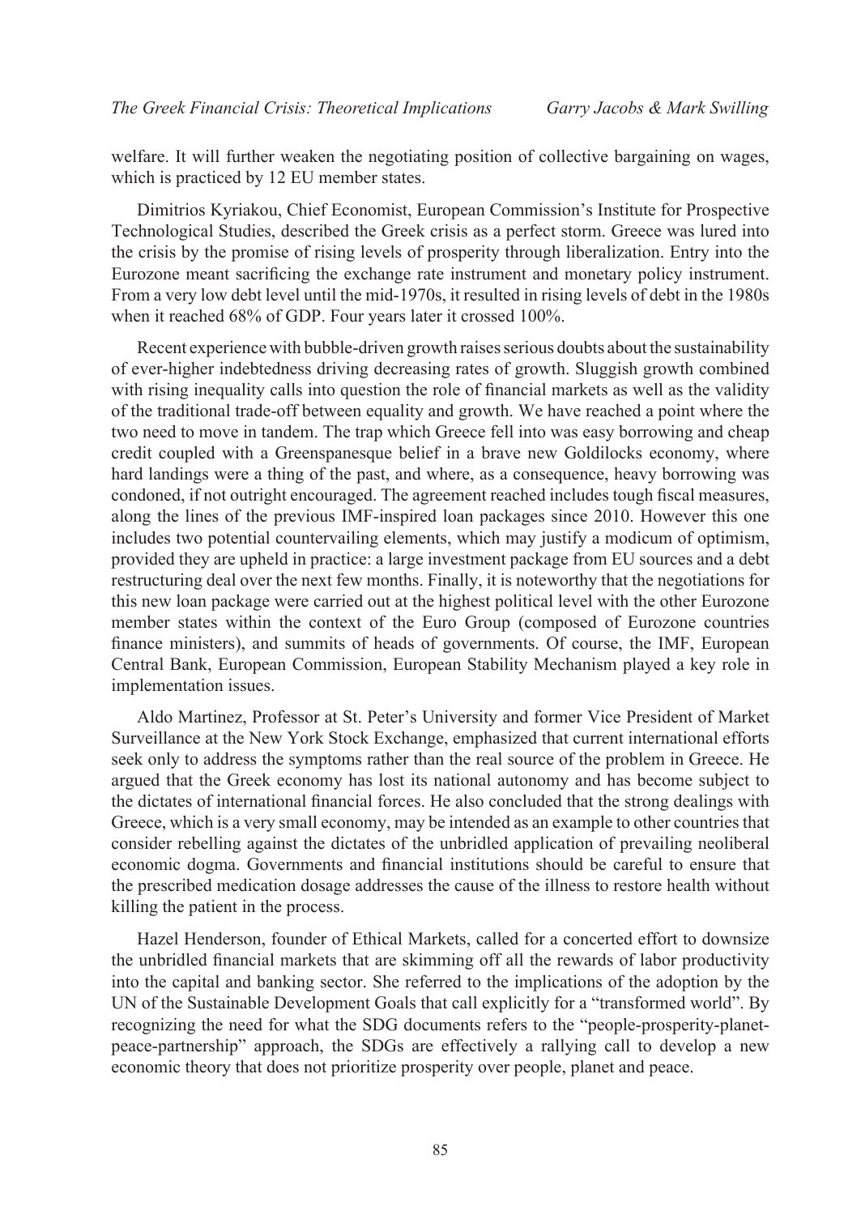welfare. It will further weaken the negotiating position of collective bargaining on wages, which is practiced by 12 EU member states.

Dimitrios Kyriakou, Chief Economist, European Commission's Institute for Prospective Technological Studies, described the Greek crisis as a perfect storm. Greece was lured into the crisis by the promise of rising levels of prosperity through liberalization. Entry into the Eurozone meant sacrificing the exchange rate instrument and monetary policy instrument. From a very low debt level until the mid-1970s, it resulted in rising levels of debt in the 1980s when it reached 68% of GDP. Four years later it crossed 100%.

Recent experience with bubble-driven growth raises serious doubts about the sustainability of ever-higher indebtedness driving decreasing rates of growth. Sluggish growth combined with rising inequality calls into question the role of financial markets as well as the validity of the traditional trade-off between equality and growth. We have reached a point where the two need to move in tandem. The trap which Greece fell into was easy borrowing and cheap credit coupled with a Greenspanesque belief in a brave new Goldilocks economy, where hard landings were a thing of the past, and where, as a consequence, heavy borrowing was condoned, if not outright encouraged. The agreement reached includes tough fiscal measures, along the lines of the previous IMF-inspired loan packages since 2010. However this one includes two potential countervailing elements, which may justify a modicum of optimism, provided they are upheld in practice: a large investment package from EU sources and a debt restructuring deal over the next few months. Finally, it is noteworthy that the negotiations for this new loan package were carried out at the highest political level with the other Eurozone member states within the context of the Euro Group (composed of Eurozone countries finance ministers), and summits of heads of governments. Of course, the IMF, European Central Bank, European Commission, European Stability Mechanism played a key role in implementation issues.

Aldo Martinez, Professor at St. Peter's University and former Vice President of Market Surveillance at the New York Stock Exchange, emphasized that current international efforts seek only to address the symptoms rather than the real source of the problem in Greece. He argued that the Greek economy has lost its national autonomy and has become subject to the dictates of international financial forces. He also concluded that the strong dealings with Greece, which is a very small economy, may be intended as an example to other countries that consider rebelling against the dictates of the unbridled application of prevailing neoliberal economic dogma. Governments and financial institutions should be careful to ensure that the prescribed medication dosage addresses the cause of the illness to restore health without killing the patient in the process.

Hazel Henderson, founder of Ethical Markets, called for a concerted effort to downsize the unbridled financial markets that are skimming off all the rewards of labor productivity into the capital and banking sector. She referred to the implications of the adoption by the UN of the Sustainable Development Goals that call explicitly for a "transformed world". By recognizing the need for what the SDG documents refers to the "people-prosperity-planet-peace-partnership" approach, the SDGs are effectively a rallying call to develop a new economic theory that does not prioritize prosperity over people, planet and peace.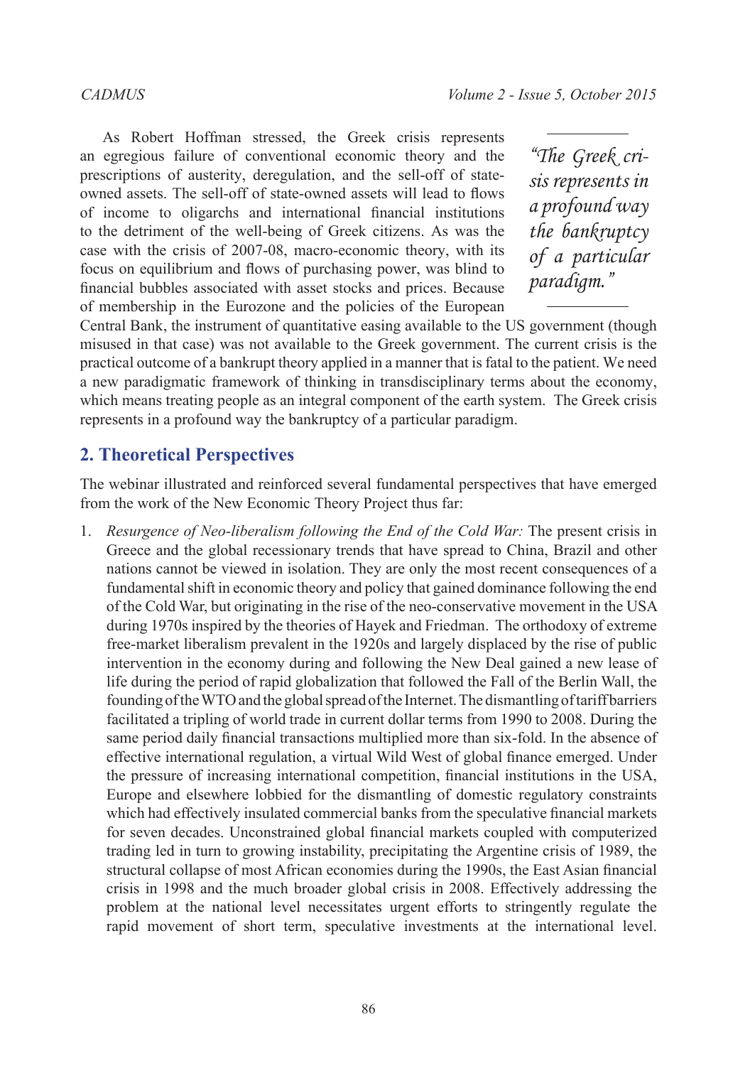As Robert Hoffman stressed, the Greek crisis represents an egregious failure of conventional economic theory and the prescriptions of austerity, deregulation, and the sell-off of state-owned assets. The sell-off of state-owned assets will lead to flows of income to oligarchs and international financial institutions to the detriment of the well-being of Greek citizens. As was the case with the crisis of 2007-08, macro-economic theory, with its focus on equilibrium and flows of purchasing power, was blind to financial bubbles associated with asset stocks and prices. Because of membership in the Eurozone and the policies of the European Central Bank, the instrument of quantitative easing available to the US government (though misused in that case) was not available to the Greek government. The current crisis is the practical outcome of a bankrupt theory applied in a manner that is fatal to the patient. We need a new paradigmatic framework of thinking in transdisciplinary terms about the economy, which means treating people as an integral component of the earth system. The Greek crisis represents in a profound way the bankruptcy of a particular paradigm.

> *"The Greek crisis represents in a profound way the bankruptcy of a particular paradigm."*

## 2. Theoretical Perspectives

The webinar illustrated and reinforced several fundamental perspectives that have emerged from the work of the New Economic Theory Project thus far:

1. *Resurgence of Neo-liberalism following the End of the Cold War:* The present crisis in Greece and the global recessionary trends that have spread to China, Brazil and other nations cannot be viewed in isolation. They are only the most recent consequences of a fundamental shift in economic theory and policy that gained dominance following the end of the Cold War, but originating in the rise of the neo-conservative movement in the USA during 1970s inspired by the theories of Hayek and Friedman. The orthodoxy of extreme free-market liberalism prevalent in the 1920s and largely displaced by the rise of public intervention in the economy during and following the New Deal gained a new lease of life during the period of rapid globalization that followed the Fall of the Berlin Wall, the founding of the WTO and the global spread of the Internet. The dismantling of tariff barriers facilitated a tripling of world trade in current dollar terms from 1990 to 2008. During the same period daily financial transactions multiplied more than six-fold. In the absence of effective international regulation, a virtual Wild West of global finance emerged. Under the pressure of increasing international competition, financial institutions in the USA, Europe and elsewhere lobbied for the dismantling of domestic regulatory constraints which had effectively insulated commercial banks from the speculative financial markets for seven decades. Unconstrained global financial markets coupled with computerized trading led in turn to growing instability, precipitating the Argentine crisis of 1989, the structural collapse of most African economies during the 1990s, the East Asian financial crisis in 1998 and the much broader global crisis in 2008. Effectively addressing the problem at the national level necessitates urgent efforts to stringently regulate the rapid movement of short term, speculative investments at the international level.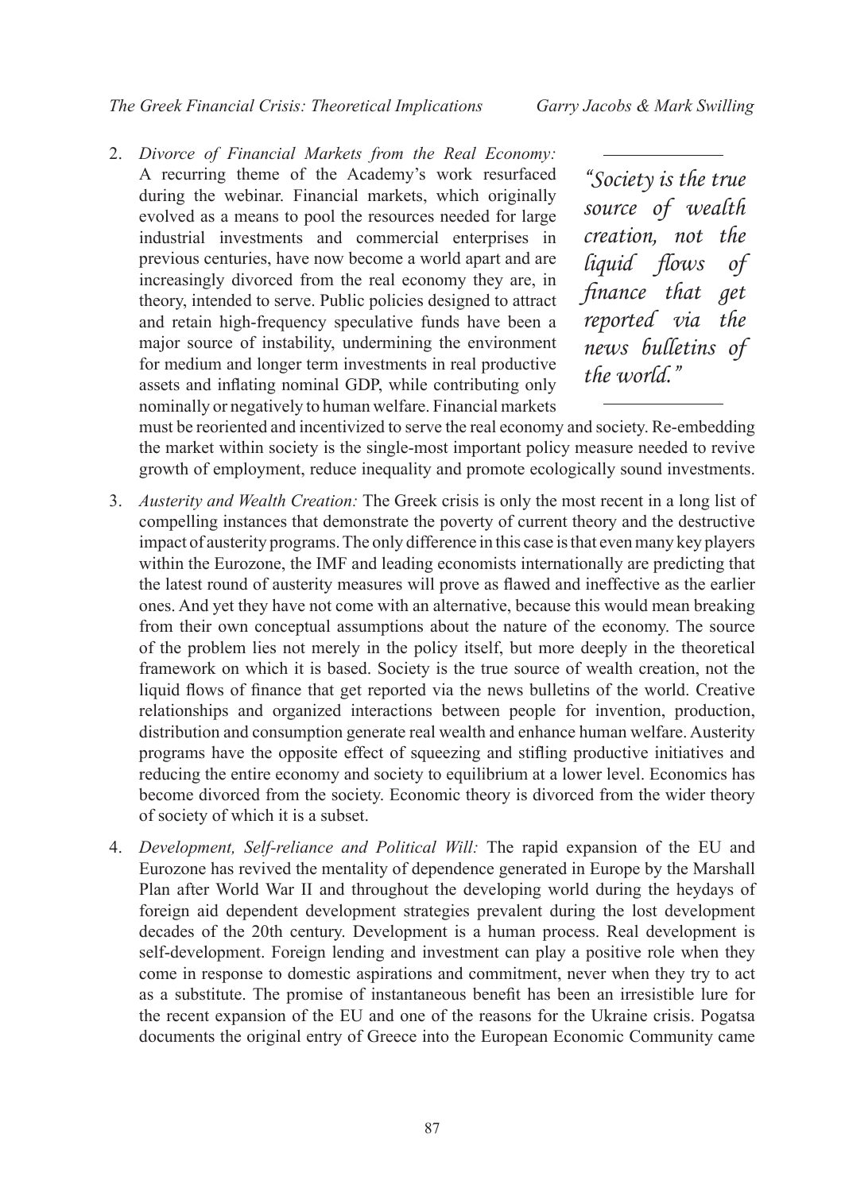2. *Divorce of Financial Markets from the Real Economy:* A recurring theme of the Academy's work resurfaced during the webinar. Financial markets, which originally evolved as a means to pool the resources needed for large industrial investments and commercial enterprises in previous centuries, have now become a world apart and are increasingly divorced from the real economy they are, in theory, intended to serve. Public policies designed to attract and retain high-frequency speculative funds have been a major source of instability, undermining the environment for medium and longer term investments in real productive assets and inflating nominal GDP, while contributing only nominally or negatively to human welfare. Financial markets must be reoriented and incentivized to serve the real economy and society. Re-embedding the market within society is the single-most important policy measure needed to revive growth of employment, reduce inequality and promote ecologically sound investments.

> *"Society is the true source of wealth creation, not the liquid flows of finance that get reported via the news bulletins of the world."*

3. *Austerity and Wealth Creation:* The Greek crisis is only the most recent in a long list of compelling instances that demonstrate the poverty of current theory and the destructive impact of austerity programs. The only difference in this case is that even many key players within the Eurozone, the IMF and leading economists internationally are predicting that the latest round of austerity measures will prove as flawed and ineffective as the earlier ones. And yet they have not come with an alternative, because this would mean breaking from their own conceptual assumptions about the nature of the economy. The source of the problem lies not merely in the policy itself, but more deeply in the theoretical framework on which it is based. Society is the true source of wealth creation, not the liquid flows of finance that get reported via the news bulletins of the world. Creative relationships and organized interactions between people for invention, production, distribution and consumption generate real wealth and enhance human welfare. Austerity programs have the opposite effect of squeezing and stifling productive initiatives and reducing the entire economy and society to equilibrium at a lower level. Economics has become divorced from the society. Economic theory is divorced from the wider theory of society of which it is a subset.

4. *Development, Self-reliance and Political Will:* The rapid expansion of the EU and Eurozone has revived the mentality of dependence generated in Europe by the Marshall Plan after World War II and throughout the developing world during the heydays of foreign aid dependent development strategies prevalent during the lost development decades of the 20th century. Development is a human process. Real development is self-development. Foreign lending and investment can play a positive role when they come in response to domestic aspirations and commitment, never when they try to act as a substitute. The promise of instantaneous benefit has been an irresistible lure for the recent expansion of the EU and one of the reasons for the Ukraine crisis. Pogatsa documents the original entry of Greece into the European Economic Community came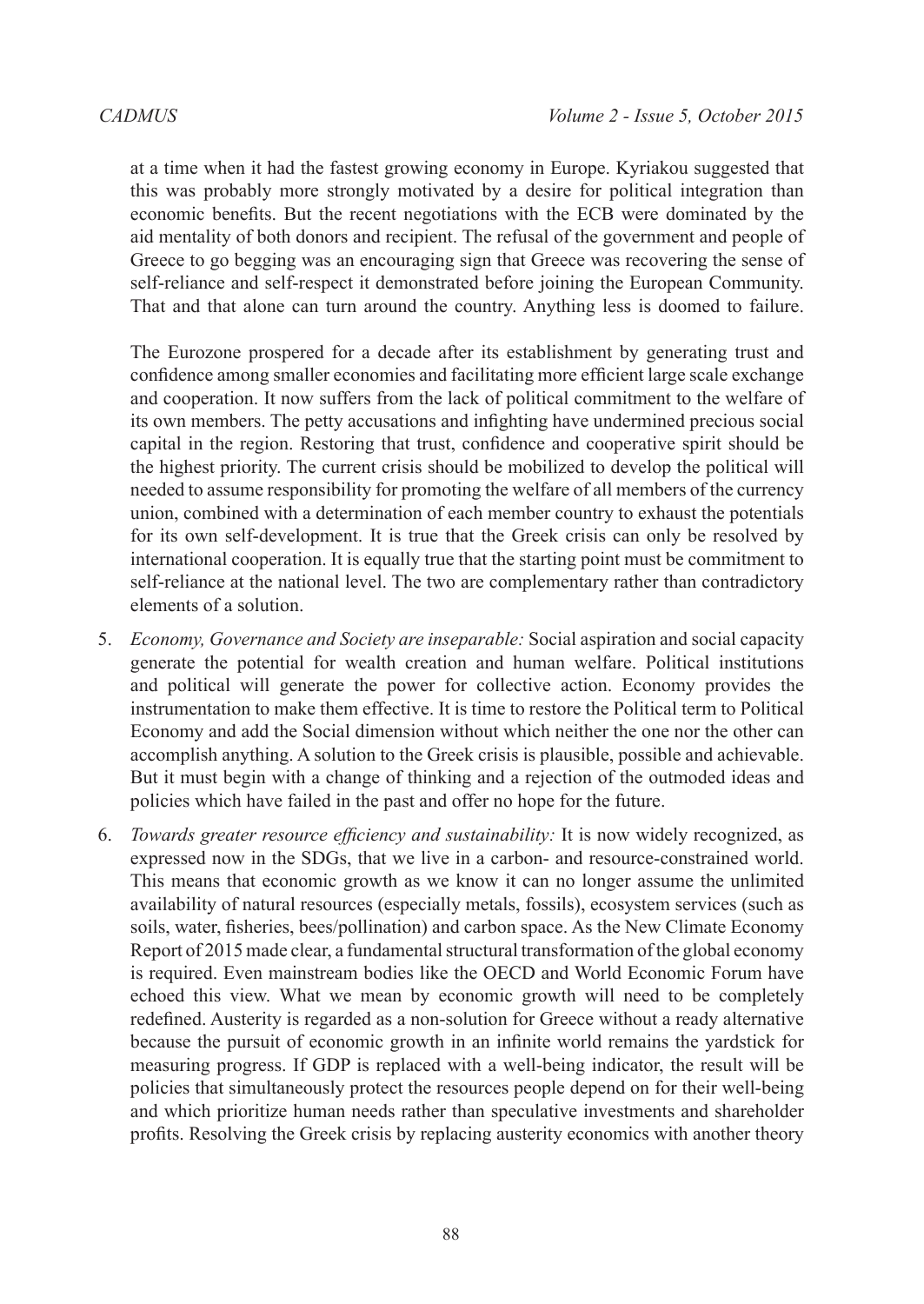at a time when it had the fastest growing economy in Europe. Kyriakou suggested that this was probably more strongly motivated by a desire for political integration than economic benefits. But the recent negotiations with the ECB were dominated by the aid mentality of both donors and recipient. The refusal of the government and people of Greece to go begging was an encouraging sign that Greece was recovering the sense of self-reliance and self-respect it demonstrated before joining the European Community. That and that alone can turn around the country. Anything less is doomed to failure.

The Eurozone prospered for a decade after its establishment by generating trust and confidence among smaller economies and facilitating more efficient large scale exchange and cooperation. It now suffers from the lack of political commitment to the welfare of its own members. The petty accusations and infighting have undermined precious social capital in the region. Restoring that trust, confidence and cooperative spirit should be the highest priority. The current crisis should be mobilized to develop the political will needed to assume responsibility for promoting the welfare of all members of the currency union, combined with a determination of each member country to exhaust the potentials for its own self-development. It is true that the Greek crisis can only be resolved by international cooperation. It is equally true that the starting point must be commitment to self-reliance at the national level. The two are complementary rather than contradictory elements of a solution.

5. *Economy, Governance and Society are inseparable:* Social aspiration and social capacity generate the potential for wealth creation and human welfare. Political institutions and political will generate the power for collective action. Economy provides the instrumentation to make them effective. It is time to restore the Political term to Political Economy and add the Social dimension without which neither the one nor the other can accomplish anything. A solution to the Greek crisis is plausible, possible and achievable. But it must begin with a change of thinking and a rejection of the outmoded ideas and policies which have failed in the past and offer no hope for the future.

6. *Towards greater resource efficiency and sustainability:* It is now widely recognized, as expressed now in the SDGs, that we live in a carbon- and resource-constrained world. This means that economic growth as we know it can no longer assume the unlimited availability of natural resources (especially metals, fossils), ecosystem services (such as soils, water, fisheries, bees/pollination) and carbon space. As the New Climate Economy Report of 2015 made clear, a fundamental structural transformation of the global economy is required. Even mainstream bodies like the OECD and World Economic Forum have echoed this view. What we mean by economic growth will need to be completely redefined. Austerity is regarded as a non-solution for Greece without a ready alternative because the pursuit of economic growth in an infinite world remains the yardstick for measuring progress. If GDP is replaced with a well-being indicator, the result will be policies that simultaneously protect the resources people depend on for their well-being and which prioritize human needs rather than speculative investments and shareholder profits. Resolving the Greek crisis by replacing austerity economics with another theory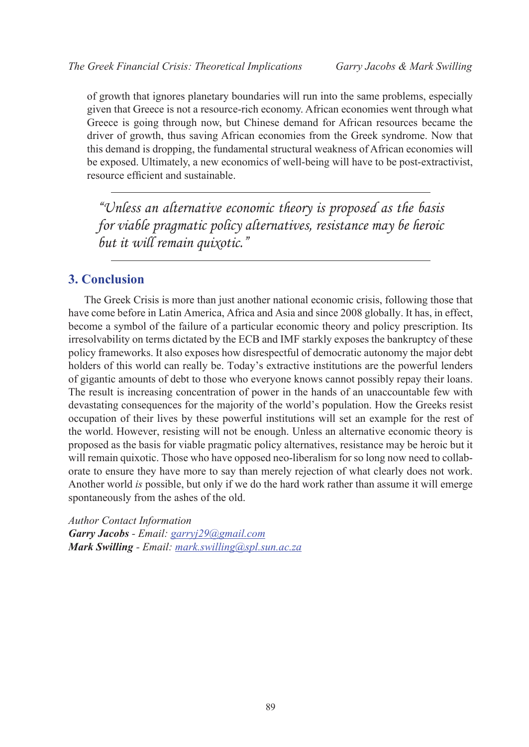of growth that ignores planetary boundaries will run into the same problems, especially given that Greece is not a resource-rich economy. African economies went through what Greece is going through now, but Chinese demand for African resources became the driver of growth, thus saving African economies from the Greek syndrome. Now that this demand is dropping, the fundamental structural weakness of African economies will be exposed. Ultimately, a new economics of well-being will have to be post-extractivist, resource efficient and sustainable.

---

> *"Unless an alternative economic theory is proposed as the basis for viable pragmatic policy alternatives, resistance may be heroic but it will remain quixotic."*

---

## 3. Conclusion

The Greek Crisis is more than just another national economic crisis, following those that have come before in Latin America, Africa and Asia and since 2008 globally. It has, in effect, become a symbol of the failure of a particular economic theory and policy prescription. Its irresolvability on terms dictated by the ECB and IMF starkly exposes the bankruptcy of these policy frameworks. It also exposes how disrespectful of democratic autonomy the major debt holders of this world can really be. Today's extractive institutions are the powerful lenders of gigantic amounts of debt to those who everyone knows cannot possibly repay their loans. The result is increasing concentration of power in the hands of an unaccountable few with devastating consequences for the majority of the world's population. How the Greeks resist occupation of their lives by these powerful institutions will set an example for the rest of the world. However, resisting will not be enough. Unless an alternative economic theory is proposed as the basis for viable pragmatic policy alternatives, resistance may be heroic but it will remain quixotic. Those who have opposed neo-liberalism for so long now need to collaborate to ensure they have more to say than merely rejection of what clearly does not work. Another world *is* possible, but only if we do the hard work rather than assume it will emerge spontaneously from the ashes of the old.

*Author Contact Information*
***Garry Jacobs*** *- Email: garryj29@gmail.com*
***Mark Swilling*** *- Email: mark.swilling@spl.sun.ac.za*